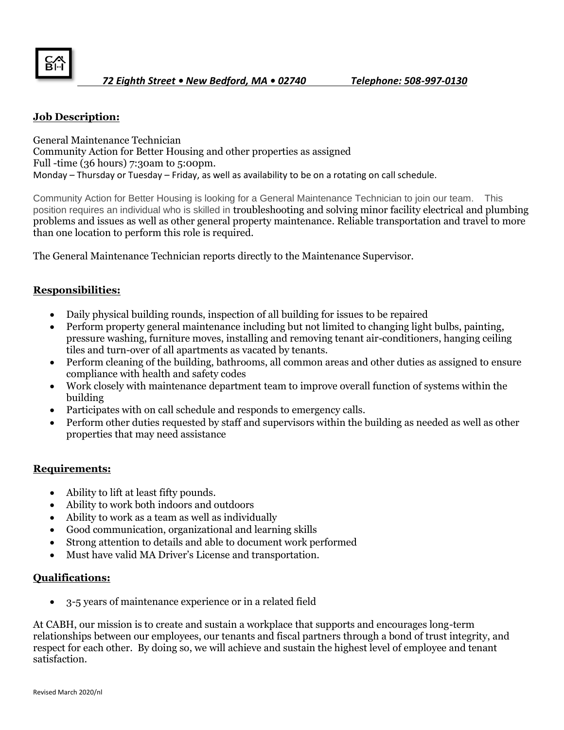*72 Eighth Street • New Bedford, MA • 02740 Telephone: 508-997-0130*

**Job Description:**

General Maintenance Technician
Community Action for Better Housing and other properties as assigned
Full -time (36 hours) 7:30am to 5:00pm.
Monday – Thursday or Tuesday – Friday, as well as availability to be on a rotating on call schedule.

Community Action for Better Housing is looking for a General Maintenance Technician to join our team. This position requires an individual who is skilled in troubleshooting and solving minor facility electrical and plumbing problems and issues as well as other general property maintenance. Reliable transportation and travel to more than one location to perform this role is required.

The General Maintenance Technician reports directly to the Maintenance Supervisor.

**Responsibilities:**

- Daily physical building rounds, inspection of all building for issues to be repaired
- Perform property general maintenance including but not limited to changing light bulbs, painting, pressure washing, furniture moves, installing and removing tenant air-conditioners, hanging ceiling tiles and turn-over of all apartments as vacated by tenants.
- Perform cleaning of the building, bathrooms, all common areas and other duties as assigned to ensure compliance with health and safety codes
- Work closely with maintenance department team to improve overall function of systems within the building
- Participates with on call schedule and responds to emergency calls.
- Perform other duties requested by staff and supervisors within the building as needed as well as other properties that may need assistance

**Requirements:**

- Ability to lift at least fifty pounds.
- Ability to work both indoors and outdoors
- Ability to work as a team as well as individually
- Good communication, organizational and learning skills
- Strong attention to details and able to document work performed
- Must have valid MA Driver's License and transportation.

**Qualifications:**

- 3-5 years of maintenance experience or in a related field

At CABH, our mission is to create and sustain a workplace that supports and encourages long-term relationships between our employees, our tenants and fiscal partners through a bond of trust integrity, and respect for each other. By doing so, we will achieve and sustain the highest level of employee and tenant satisfaction.

Revised March 2020/nl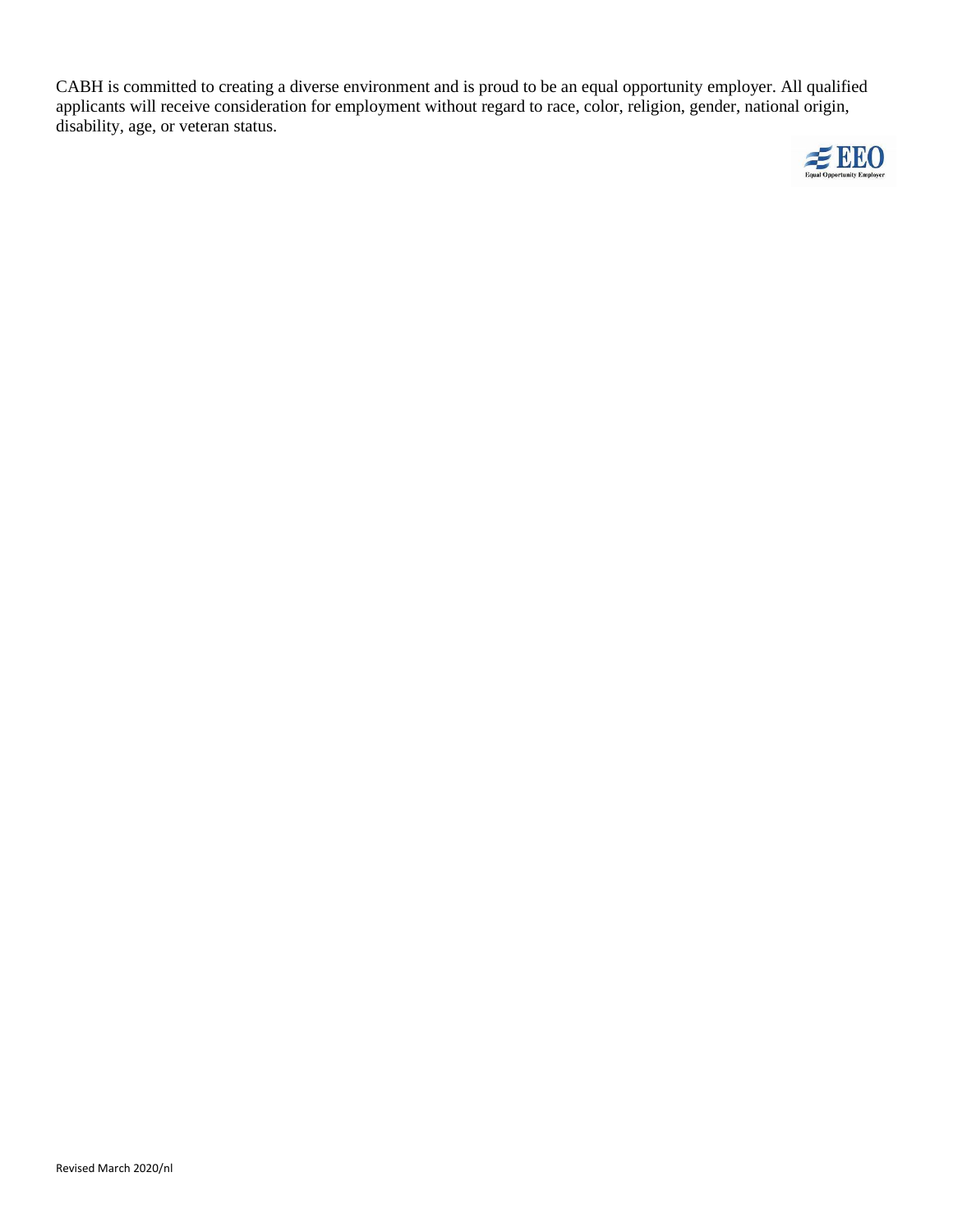CABH is committed to creating a diverse environment and is proud to be an equal opportunity employer. All qualified applicants will receive consideration for employment without regard to race, color, religion, gender, national origin, disability, age, or veteran status.

EEO
Equal Opportunity Employer

Revised March 2020/nl